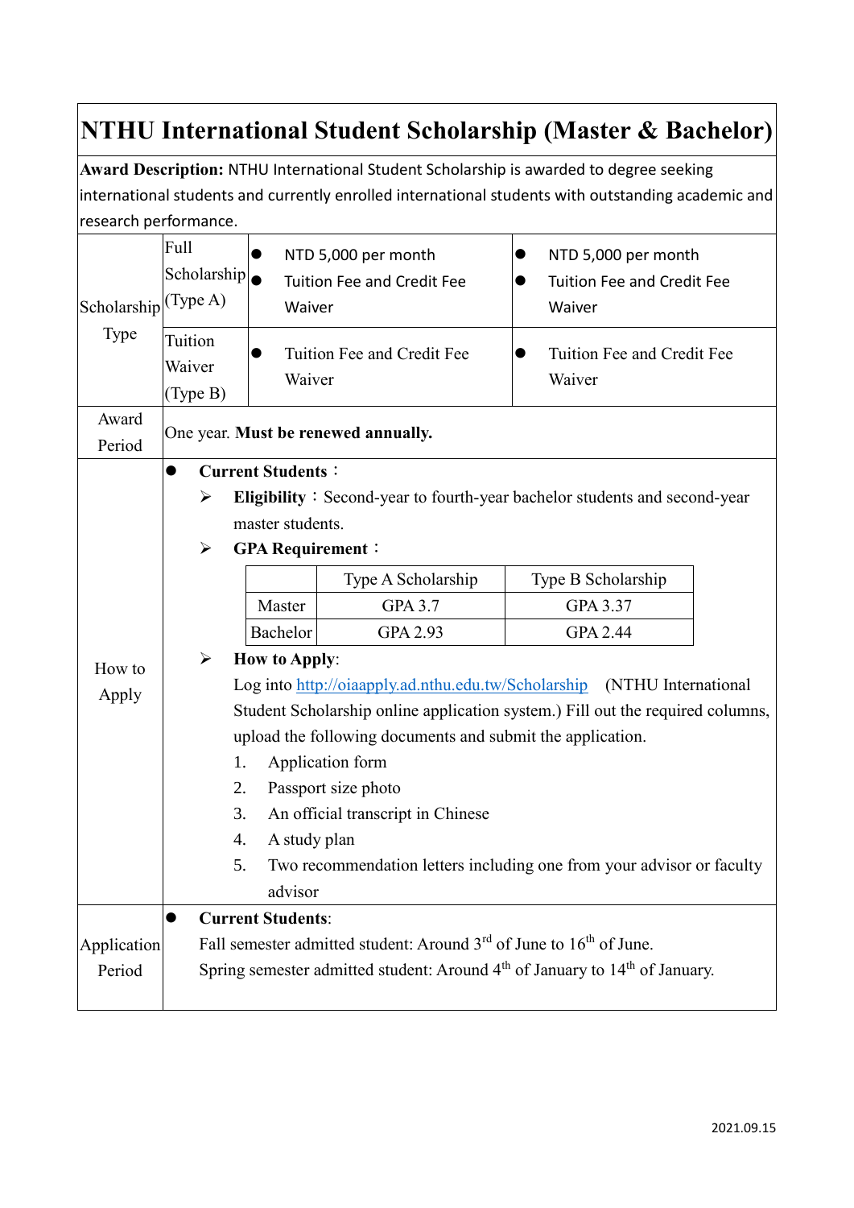# NTHU International Student Scholarship (Master & Bachelor)

**Award Description:** NTHU International Student Scholarship is awarded to degree seeking international students and currently enrolled international students with outstanding academic and research performance.

| Scholarship Type | | | |
|---|---|---|---|
| | Full Scholarship (Type A) | ● NTD 5,000 per month<br>● Tuition Fee and Credit Fee Waiver | ● NTD 5,000 per month<br>● Tuition Fee and Credit Fee Waiver |
| | Tuition Waiver (Type B) | ● Tuition Fee and Credit Fee Waiver | ● Tuition Fee and Credit Fee Waiver |
| Award Period | One year. **Must be renewed annually.** | | |

**How to Apply**

- **Current Students：**
  - **Eligibility**：Second-year to fourth-year bachelor students and second-year master students.
  - **GPA Requirement**：

| | Type A Scholarship | Type B Scholarship |
|---|---|---|
| Master | GPA 3.7 | GPA 3.37 |
| Bachelor | GPA 2.93 | GPA 2.44 |

  - **How to Apply**:
    Log into http://oiaapply.ad.nthu.edu.tw/Scholarship (NTHU International Student Scholarship online application system.) Fill out the required columns, upload the following documents and submit the application.
    1. Application form
    2. Passport size photo
    3. An official transcript in Chinese
    4. A study plan
    5. Two recommendation letters including one from your advisor or faculty advisor

**Application Period**

- **Current Students**:
  Fall semester admitted student: Around 3rd of June to 16th of June.
  Spring semester admitted student: Around 4th of January to 14th of January.

2021.09.15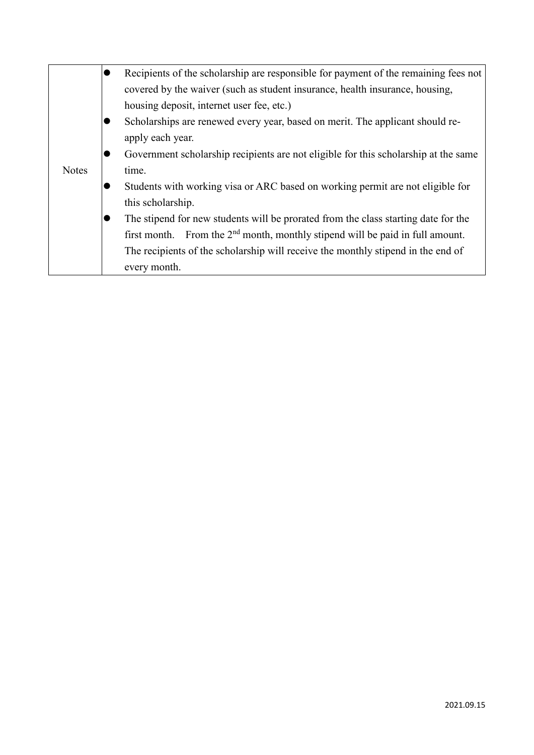| | |
|---|---|
| Notes | • Recipients of the scholarship are responsible for payment of the remaining fees not covered by the waiver (such as student insurance, health insurance, housing, housing deposit, internet user fee, etc.)<br>• Scholarships are renewed every year, based on merit. The applicant should re-apply each year.<br>• Government scholarship recipients are not eligible for this scholarship at the same time.<br>• Students with working visa or ARC based on working permit are not eligible for this scholarship.<br>• The stipend for new students will be prorated from the class starting date for the first month. From the 2nd month, monthly stipend will be paid in full amount. The recipients of the scholarship will receive the monthly stipend in the end of every month. |

2021.09.15